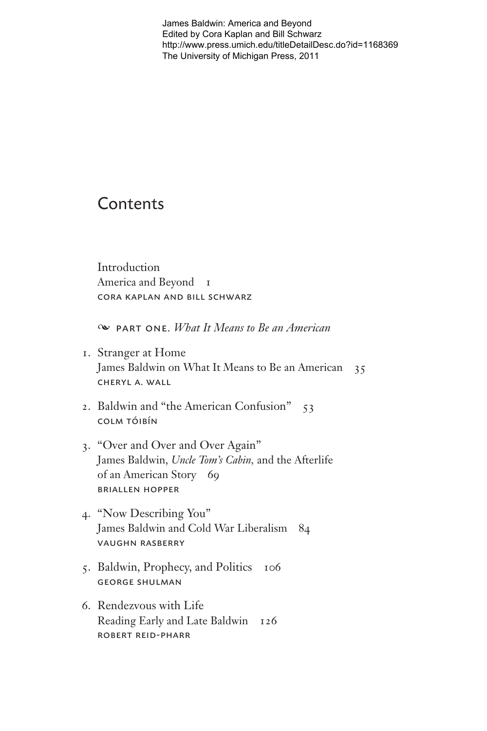James Baldwin: America and Beyond
Edited by Cora Kaplan and Bill Schwarz
http://www.press.umich.edu/titleDetailDesc.do?id=1168369
The University of Michigan Press, 2011

# Contents

Introduction
America and Beyond 1
CORA KAPLAN AND BILL SCHWARZ

## PART ONE. *What It Means to Be an American*

1. Stranger at Home
James Baldwin on What It Means to Be an American 35
CHERYL A. WALL

2. Baldwin and "the American Confusion" 53
COLM TÓIBÍN

3. "Over and Over and Over Again"
James Baldwin, *Uncle Tom's Cabin*, and the Afterlife of an American Story 69
BRIALLEN HOPPER

4. "Now Describing You"
James Baldwin and Cold War Liberalism 84
VAUGHN RASBERRY

5. Baldwin, Prophecy, and Politics 106
GEORGE SHULMAN

6. Rendezvous with Life
Reading Early and Late Baldwin 126
ROBERT REID-PHARR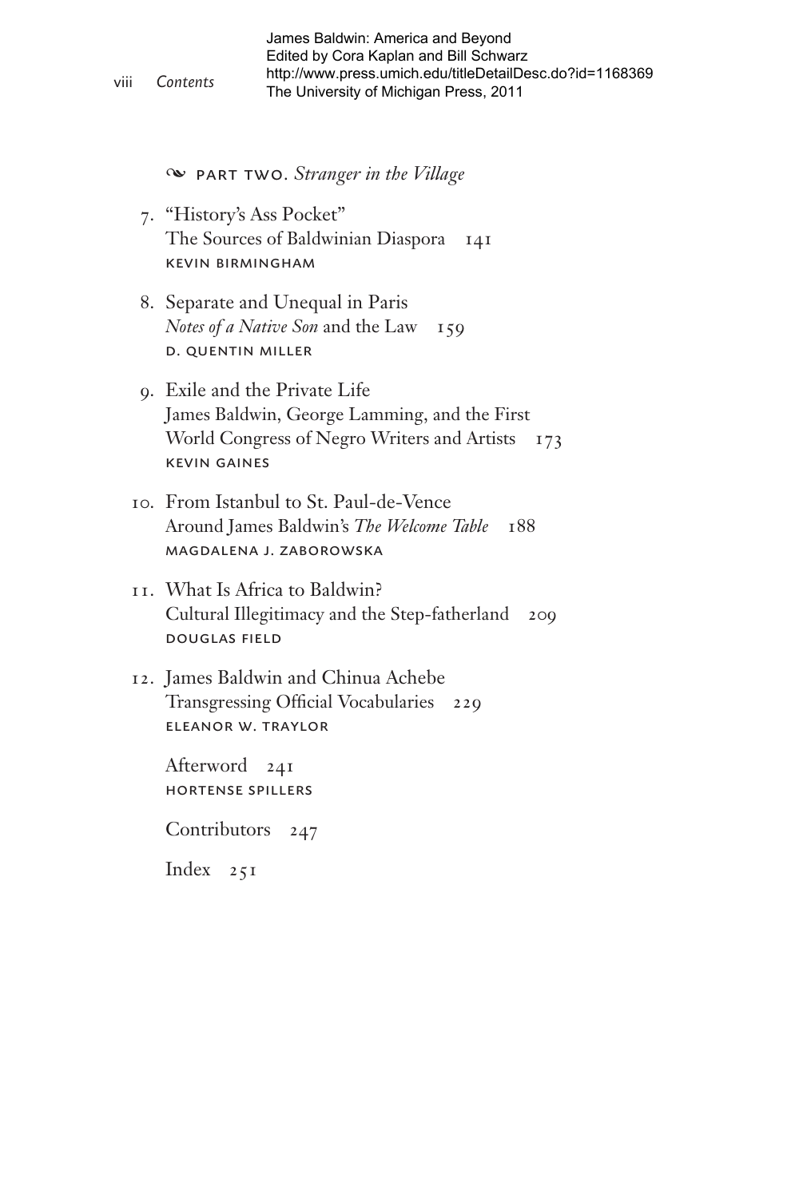James Baldwin: America and Beyond
Edited by Cora Kaplan and Bill Schwarz
http://www.press.umich.edu/titleDetailDesc.do?id=1168369
The University of Michigan Press, 2011

## PART TWO. *Stranger in the Village*

7. "History's Ass Pocket"
   The Sources of Baldwinian Diaspora 141
   KEVIN BIRMINGHAM

8. Separate and Unequal in Paris
   *Notes of a Native Son* and the Law 159
   D. QUENTIN MILLER

9. Exile and the Private Life
   James Baldwin, George Lamming, and the First World Congress of Negro Writers and Artists 173
   KEVIN GAINES

10. From Istanbul to St. Paul-de-Vence
    Around James Baldwin's *The Welcome Table* 188
    MAGDALENA J. ZABOROWSKA

11. What Is Africa to Baldwin?
    Cultural Illegitimacy and the Step-fatherland 209
    DOUGLAS FIELD

12. James Baldwin and Chinua Achebe
    Transgressing Official Vocabularies 229
    ELEANOR W. TRAYLOR

Afterword 241
HORTENSE SPILLERS

Contributors 247

Index 251